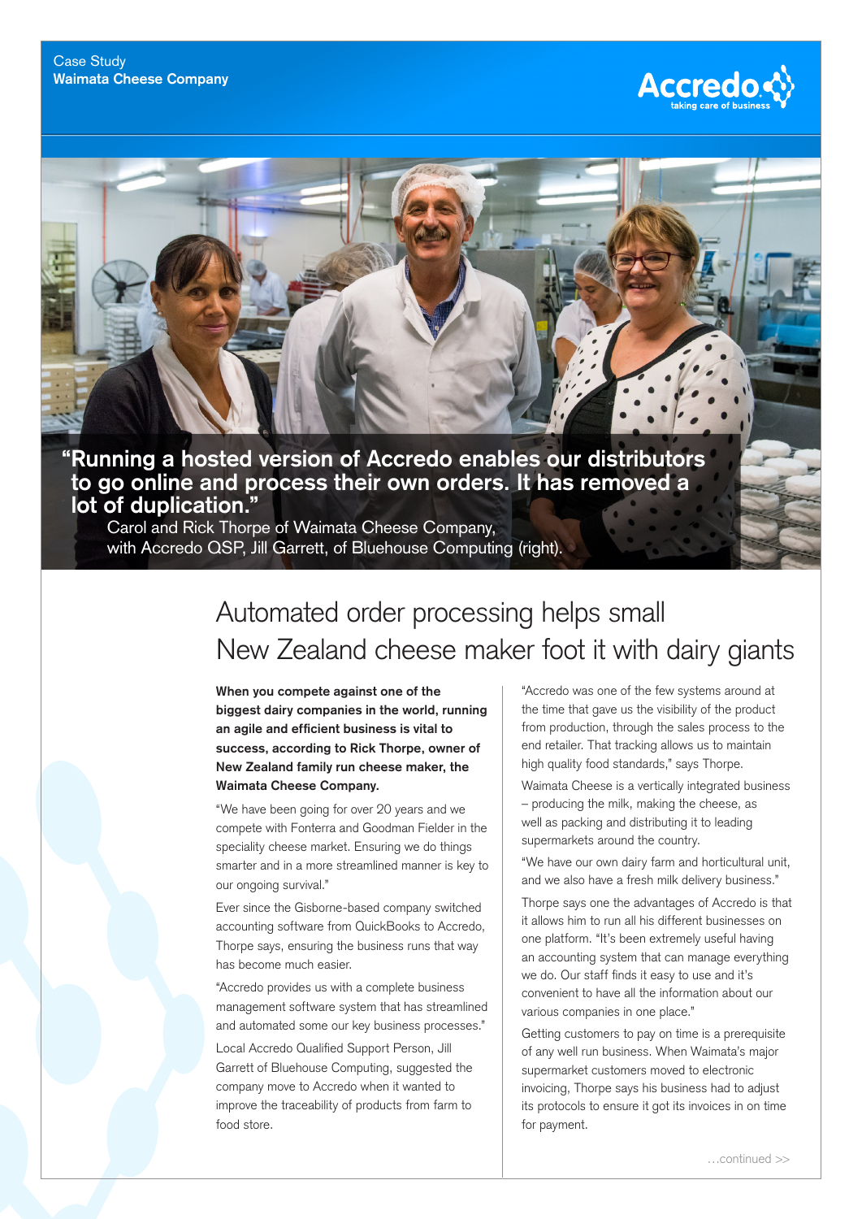Case Study
**Waimata Cheese Company**

Accredo
taking care of business

**"Running a hosted version of Accredo enables our distributors to go online and process their own orders. It has removed a lot of duplication."**

Carol and Rick Thorpe of Waimata Cheese Company, with Accredo QSP, Jill Garrett, of Bluehouse Computing (right).

# Automated order processing helps small New Zealand cheese maker foot it with dairy giants

**When you compete against one of the biggest dairy companies in the world, running an agile and efficient business is vital to success, according to Rick Thorpe, owner of New Zealand family run cheese maker, the Waimata Cheese Company.**

"We have been going for over 20 years and we compete with Fonterra and Goodman Fielder in the speciality cheese market. Ensuring we do things smarter and in a more streamlined manner is key to our ongoing survival."

Ever since the Gisborne-based company switched accounting software from QuickBooks to Accredo, Thorpe says, ensuring the business runs that way has become much easier.

"Accredo provides us with a complete business management software system that has streamlined and automated some our key business processes."

Local Accredo Qualified Support Person, Jill Garrett of Bluehouse Computing, suggested the company move to Accredo when it wanted to improve the traceability of products from farm to food store.

"Accredo was one of the few systems around at the time that gave us the visibility of the product from production, through the sales process to the end retailer. That tracking allows us to maintain high quality food standards," says Thorpe.

Waimata Cheese is a vertically integrated business – producing the milk, making the cheese, as well as packing and distributing it to leading supermarkets around the country.

"We have our own dairy farm and horticultural unit, and we also have a fresh milk delivery business."

Thorpe says one the advantages of Accredo is that it allows him to run all his different businesses on one platform. "It's been extremely useful having an accounting system that can manage everything we do. Our staff finds it easy to use and it's convenient to have all the information about our various companies in one place."

Getting customers to pay on time is a prerequisite of any well run business. When Waimata's major supermarket customers moved to electronic invoicing, Thorpe says his business had to adjust its protocols to ensure it got its invoices in on time for payment.

…continued >>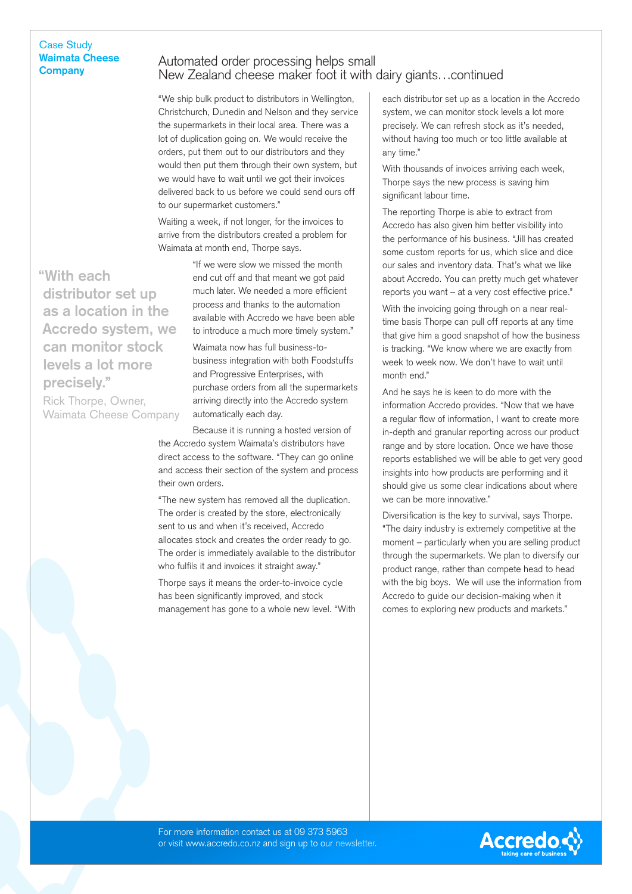Case Study
**Waimata Cheese Company**

# Automated order processing helps small New Zealand cheese maker foot it with dairy giants…continued

"We ship bulk product to distributors in Wellington, Christchurch, Dunedin and Nelson and they service the supermarkets in their local area. There was a lot of duplication going on. We would receive the orders, put them out to our distributors and they would then put them through their own system, but we would have to wait until we got their invoices delivered back to us before we could send ours off to our supermarket customers."

Waiting a week, if not longer, for the invoices to arrive from the distributors created a problem for Waimata at month end, Thorpe says.

"If we were slow we missed the month end cut off and that meant we got paid much later. We needed a more efficient process and thanks to the automation available with Accredo we have been able to introduce a much more timely system."

Waimata now has full business-to-business integration with both Foodstuffs and Progressive Enterprises, with purchase orders from all the supermarkets arriving directly into the Accredo system automatically each day.

Because it is running a hosted version of the Accredo system Waimata's distributors have direct access to the software. "They can go online and access their section of the system and process their own orders.

"The new system has removed all the duplication. The order is created by the store, electronically sent to us and when it's received, Accredo allocates stock and creates the order ready to go. The order is immediately available to the distributor who fulfils it and invoices it straight away."

Thorpe says it means the order-to-invoice cycle has been significantly improved, and stock management has gone to a whole new level. "With each distributor set up as a location in the Accredo system, we can monitor stock levels a lot more precisely. We can refresh stock as it's needed, without having too much or too little available at any time."

> "With each distributor set up as a location in the Accredo system, we can monitor stock levels a lot more precisely."
>
> Rick Thorpe, Owner, Waimata Cheese Company

With thousands of invoices arriving each week, Thorpe says the new process is saving him significant labour time.

The reporting Thorpe is able to extract from Accredo has also given him better visibility into the performance of his business. "Jill has created some custom reports for us, which slice and dice our sales and inventory data. That's what we like about Accredo. You can pretty much get whatever reports you want – at a very cost effective price."

With the invoicing going through on a near real-time basis Thorpe can pull off reports at any time that give him a good snapshot of how the business is tracking. "We know where we are exactly from week to week now. We don't have to wait until month end."

And he says he is keen to do more with the information Accredo provides. "Now that we have a regular flow of information, I want to create more in-depth and granular reporting across our product range and by store location. Once we have those reports established we will be able to get very good insights into how products are performing and it should give us some clear indications about where we can be more innovative."

Diversification is the key to survival, says Thorpe. "The dairy industry is extremely competitive at the moment – particularly when you are selling product through the supermarkets. We plan to diversify our product range, rather than compete head to head with the big boys. We will use the information from Accredo to guide our decision-making when it comes to exploring new products and markets."

For more information contact us at 09 373 5963
or visit www.accredo.co.nz and sign up to our newsletter.

Accredo
taking care of business